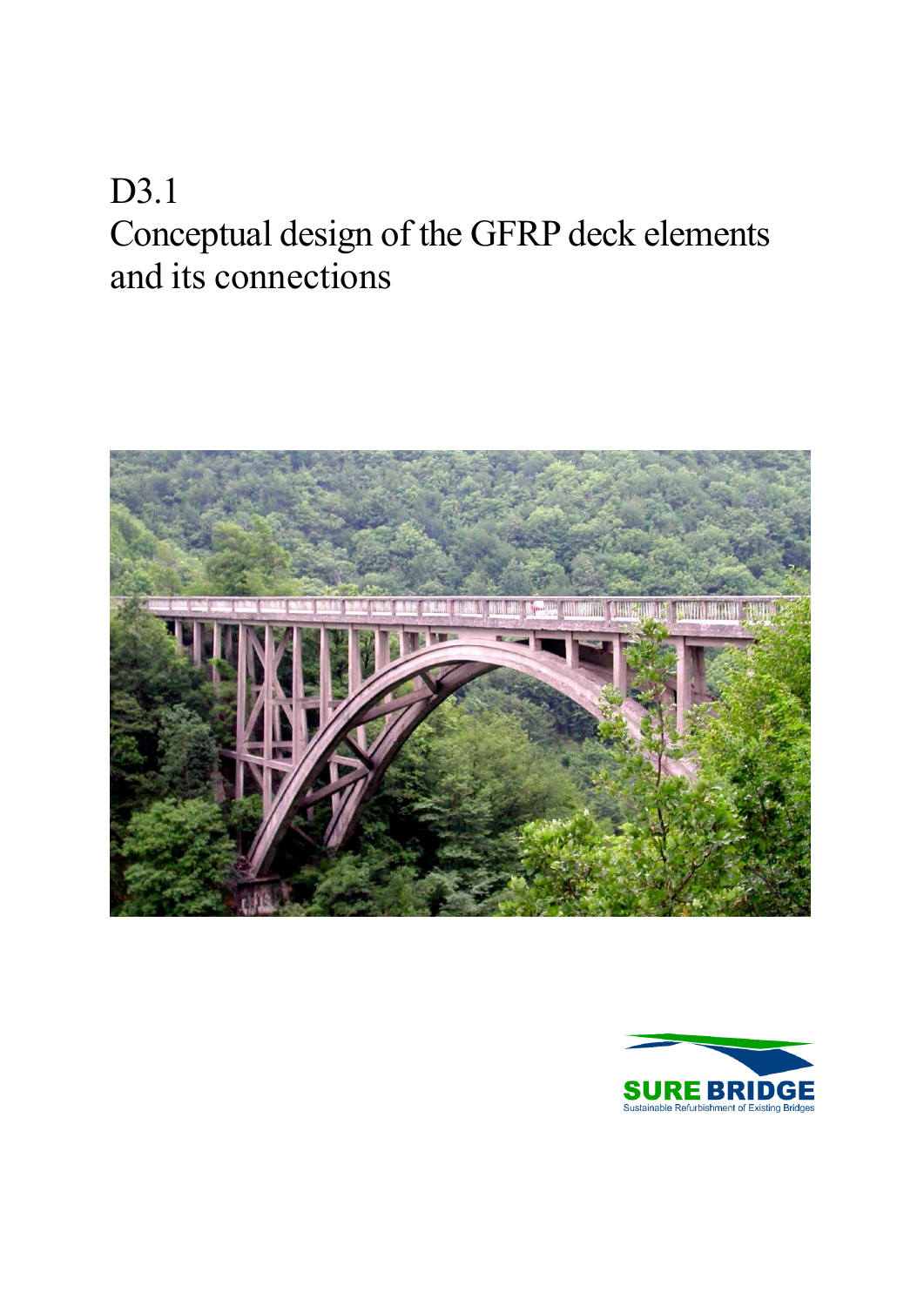# D3.1

# Conceptual design of the GFRP deck elements and its connections

SURE BRIDGE

Sustainable Refurbishment of Existing Bridges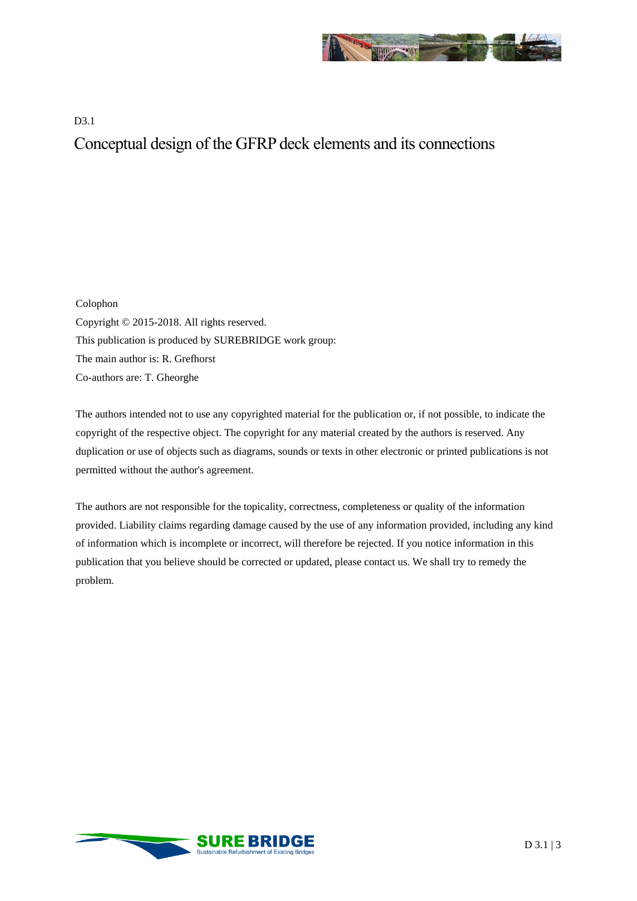D3.1

# Conceptual design of the GFRP deck elements and its connections

Colophon

Copyright © 2015-2018. All rights reserved.

This publication is produced by SUREBRIDGE work group:

The main author is: R. Grefhorst

Co-authors are: T. Gheorghe

The authors intended not to use any copyrighted material for the publication or, if not possible, to indicate the copyright of the respective object. The copyright for any material created by the authors is reserved. Any duplication or use of objects such as diagrams, sounds or texts in other electronic or printed publications is not permitted without the author's agreement.

The authors are not responsible for the topicality, correctness, completeness or quality of the information provided. Liability claims regarding damage caused by the use of any information provided, including any kind of information which is incomplete or incorrect, will therefore be rejected. If you notice information in this publication that you believe should be corrected or updated, please contact us. We shall try to remedy the problem.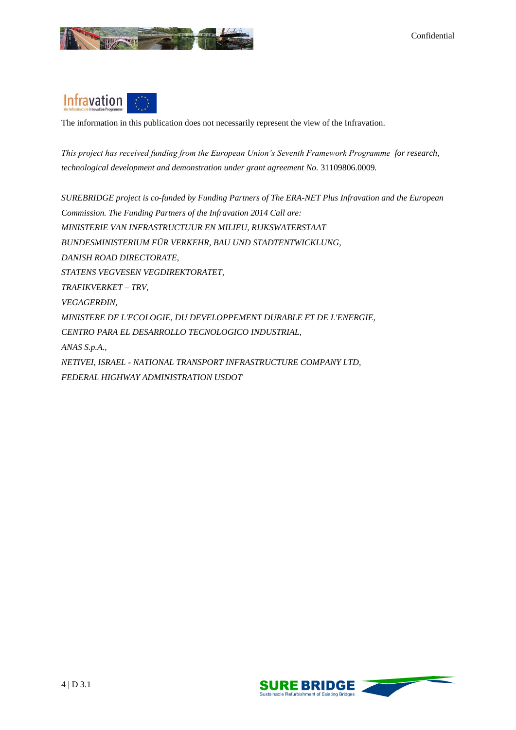The information in this publication does not necessarily represent the view of the Infravation.

*This project has received funding from the European Union's Seventh Framework Programme for research, technological development and demonstration under grant agreement No.* 31109806.0009*.*

*SUREBRIDGE project is co-funded by Funding Partners of The ERA-NET Plus Infravation and the European Commission. The Funding Partners of the Infravation 2014 Call are:*

*MINISTERIE VAN INFRASTRUCTUUR EN MILIEU, RIJKSWATERSTAAT*

*BUNDESMINISTERIUM FÜR VERKEHR, BAU UND STADTENTWICKLUNG,*

*DANISH ROAD DIRECTORATE,*

*STATENS VEGVESEN VEGDIREKTORATET,*

*TRAFIKVERKET – TRV,*

*VEGAGERÐIN,*

*MINISTERE DE L'ECOLOGIE, DU DEVELOPPEMENT DURABLE ET DE L'ENERGIE,*

*CENTRO PARA EL DESARROLLO TECNOLOGICO INDUSTRIAL,*

*ANAS S.p.A.,*

*NETIVEI, ISRAEL - NATIONAL TRANSPORT INFRASTRUCTURE COMPANY LTD,*

*FEDERAL HIGHWAY ADMINISTRATION USDOT*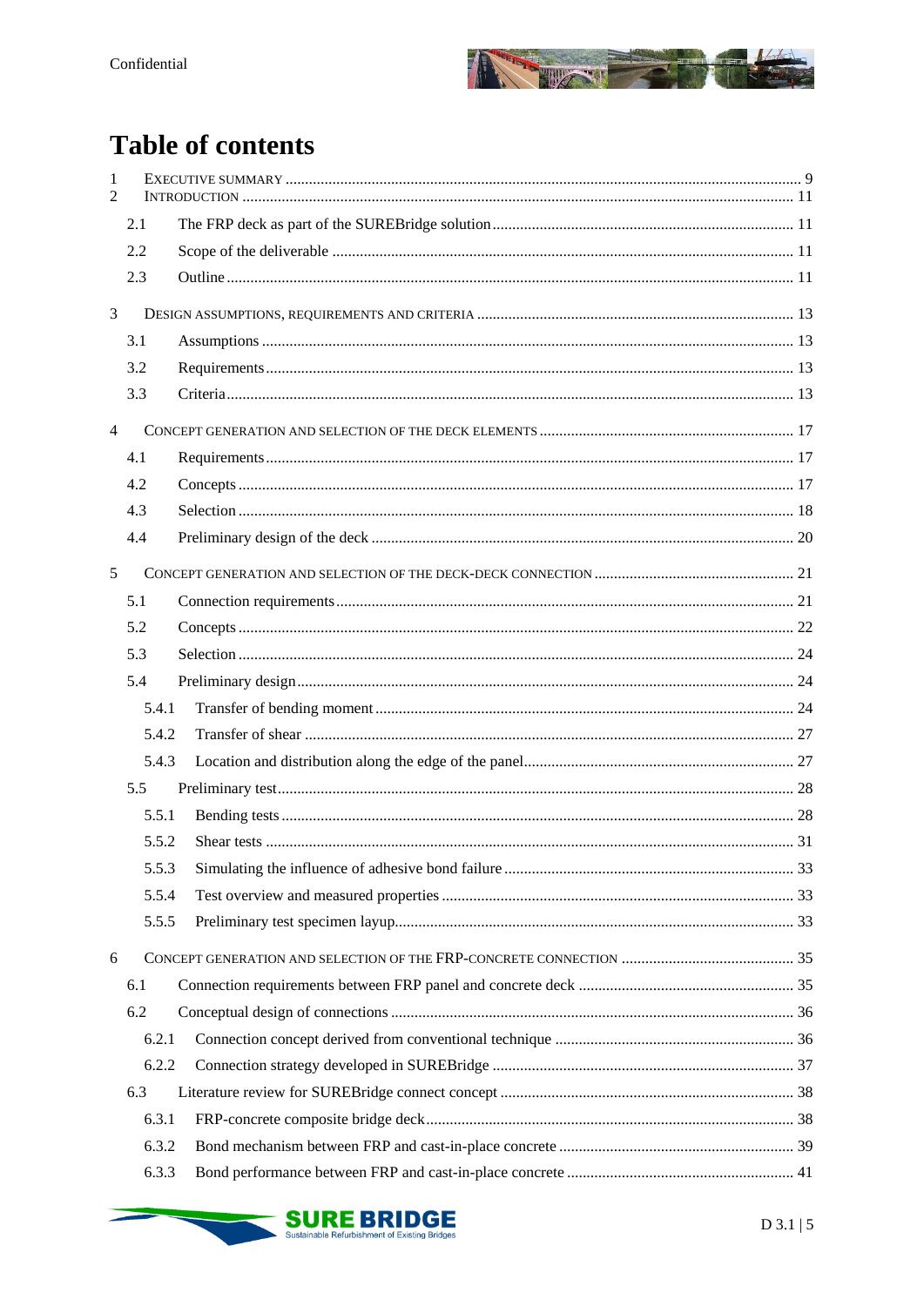# Table of contents

1 EXECUTIVE SUMMARY ..... 9
2 INTRODUCTION ..... 11
  2.1 The FRP deck as part of the SUREBridge solution ..... 11
  2.2 Scope of the deliverable ..... 11
  2.3 Outline ..... 11
3 DESIGN ASSUMPTIONS, REQUIREMENTS AND CRITERIA ..... 13
  3.1 Assumptions ..... 13
  3.2 Requirements ..... 13
  3.3 Criteria ..... 13
4 CONCEPT GENERATION AND SELECTION OF THE DECK ELEMENTS ..... 17
  4.1 Requirements ..... 17
  4.2 Concepts ..... 17
  4.3 Selection ..... 18
  4.4 Preliminary design of the deck ..... 20
5 CONCEPT GENERATION AND SELECTION OF THE DECK-DECK CONNECTION ..... 21
  5.1 Connection requirements ..... 21
  5.2 Concepts ..... 22
  5.3 Selection ..... 24
  5.4 Preliminary design ..... 24
    5.4.1 Transfer of bending moment ..... 24
    5.4.2 Transfer of shear ..... 27
    5.4.3 Location and distribution along the edge of the panel ..... 27
  5.5 Preliminary test ..... 28
    5.5.1 Bending tests ..... 28
    5.5.2 Shear tests ..... 31
    5.5.3 Simulating the influence of adhesive bond failure ..... 33
    5.5.4 Test overview and measured properties ..... 33
    5.5.5 Preliminary test specimen layup ..... 33
6 CONCEPT GENERATION AND SELECTION OF THE FRP-CONCRETE CONNECTION ..... 35
  6.1 Connection requirements between FRP panel and concrete deck ..... 35
  6.2 Conceptual design of connections ..... 36
    6.2.1 Connection concept derived from conventional technique ..... 36
    6.2.2 Connection strategy developed in SUREBridge ..... 37
  6.3 Literature review for SUREBridge connect concept ..... 38
    6.3.1 FRP-concrete composite bridge deck ..... 38
    6.3.2 Bond mechanism between FRP and cast-in-place concrete ..... 39
    6.3.3 Bond performance between FRP and cast-in-place concrete ..... 41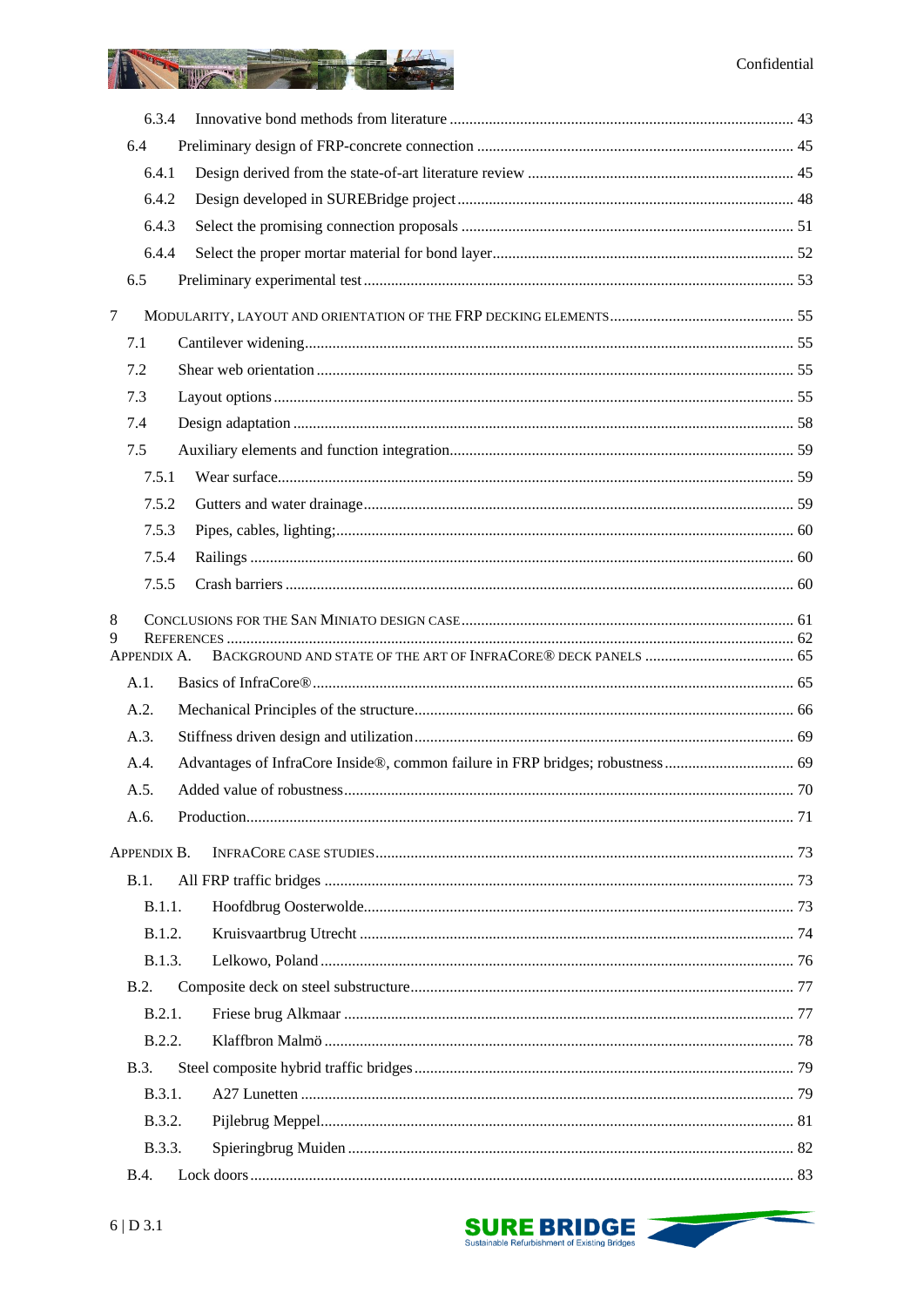6.3.4 Innovative bond methods from literature ........ 43

6.4 Preliminary design of FRP-concrete connection ........ 45

6.4.1 Design derived from the state-of-art literature review ........ 45

6.4.2 Design developed in SUREBridge project ........ 48

6.4.3 Select the promising connection proposals ........ 51

6.4.4 Select the proper mortar material for bond layer ........ 52

6.5 Preliminary experimental test ........ 53

7 MODULARITY, LAYOUT AND ORIENTATION OF THE FRP DECKING ELEMENTS ........ 55

7.1 Cantilever widening ........ 55

7.2 Shear web orientation ........ 55

7.3 Layout options ........ 55

7.4 Design adaptation ........ 58

7.5 Auxiliary elements and function integration ........ 59

7.5.1 Wear surface ........ 59

7.5.2 Gutters and water drainage ........ 59

7.5.3 Pipes, cables, lighting; ........ 60

7.5.4 Railings ........ 60

7.5.5 Crash barriers ........ 60

8 CONCLUSIONS FOR THE SAN MINIATO DESIGN CASE ........ 61

9 REFERENCES ........ 62

APPENDIX A. BACKGROUND AND STATE OF THE ART OF INFRACORE® DECK PANELS ........ 65

A.1. Basics of InfraCore® ........ 65

A.2. Mechanical Principles of the structure ........ 66

A.3. Stiffness driven design and utilization ........ 69

A.4. Advantages of InfraCore Inside®, common failure in FRP bridges; robustness ........ 69

A.5. Added value of robustness ........ 70

A.6. Production ........ 71

APPENDIX B. INFRACORE CASE STUDIES ........ 73

B.1. All FRP traffic bridges ........ 73

B.1.1. Hoofdbrug Oosterwolde ........ 73

B.1.2. Kruisvaartbrug Utrecht ........ 74

B.1.3. Lelkowo, Poland ........ 76

B.2. Composite deck on steel substructure ........ 77

B.2.1. Friese brug Alkmaar ........ 77

B.2.2. Klaffbron Malmö ........ 78

B.3. Steel composite hybrid traffic bridges ........ 79

B.3.1. A27 Lunetten ........ 79

B.3.2. Pijlebrug Meppel ........ 81

B.3.3. Spieringbrug Muiden ........ 82

B.4. Lock doors ........ 83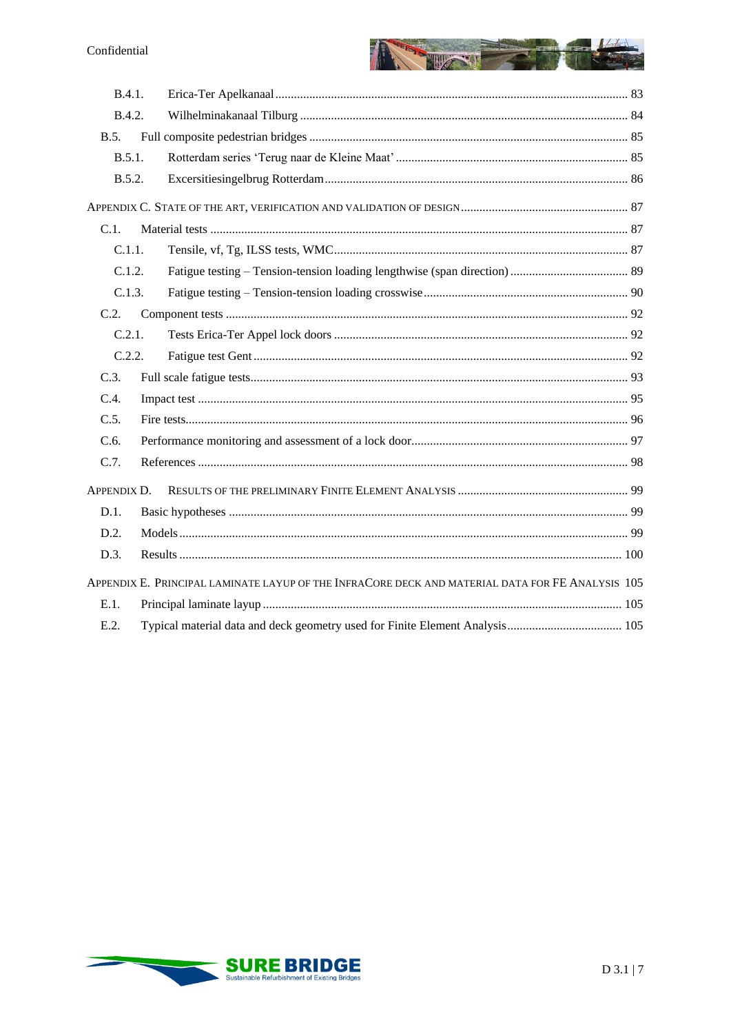B.4.1. Erica-Ter Apelkanaal ........................................................................................................ 83

B.4.2. Wilhelminakanaal Tilburg ................................................................................................ 84

B.5. Full composite pedestrian bridges ........................................................................................ 85

B.5.1. Rotterdam series 'Terug naar de Kleine Maat' ................................................................ 85

B.5.2. Excersitiesingelbrug Rotterdam ....................................................................................... 86

APPENDIX C. STATE OF THE ART, VERIFICATION AND VALIDATION OF DESIGN ................................................ 87

C.1. Material tests .......................................................................................................................... 87

C.1.1. Tensile, vf, Tg, ILSS tests, WMC ..................................................................................... 87

C.1.2. Fatigue testing – Tension-tension loading lengthwise (span direction) ........................... 89

C.1.3. Fatigue testing – Tension-tension loading crosswise ....................................................... 90

C.2. Component tests ..................................................................................................................... 92

C.2.1. Tests Erica-Ter Appel lock doors ..................................................................................... 92

C.2.2. Fatigue test Gent .............................................................................................................. 92

C.3. Full scale fatigue tests ............................................................................................................ 93

C.4. Impact test .............................................................................................................................. 95

C.5. Fire tests .................................................................................................................................. 96

C.6. Performance monitoring and assessment of a lock door ....................................................... 97

C.7. References ............................................................................................................................... 98

APPENDIX D. RESULTS OF THE PRELIMINARY FINITE ELEMENT ANALYSIS ................................................ 99

D.1. Basic hypotheses .................................................................................................................... 99

D.2. Models ..................................................................................................................................... 99

D.3. Results ..................................................................................................................................... 100

APPENDIX E. PRINCIPAL LAMINATE LAYUP OF THE INFRACORE DECK AND MATERIAL DATA FOR FE ANALYSIS 105

E.1. Principal laminate layup ......................................................................................................... 105

E.2. Typical material data and deck geometry used for Finite Element Analysis ......................... 105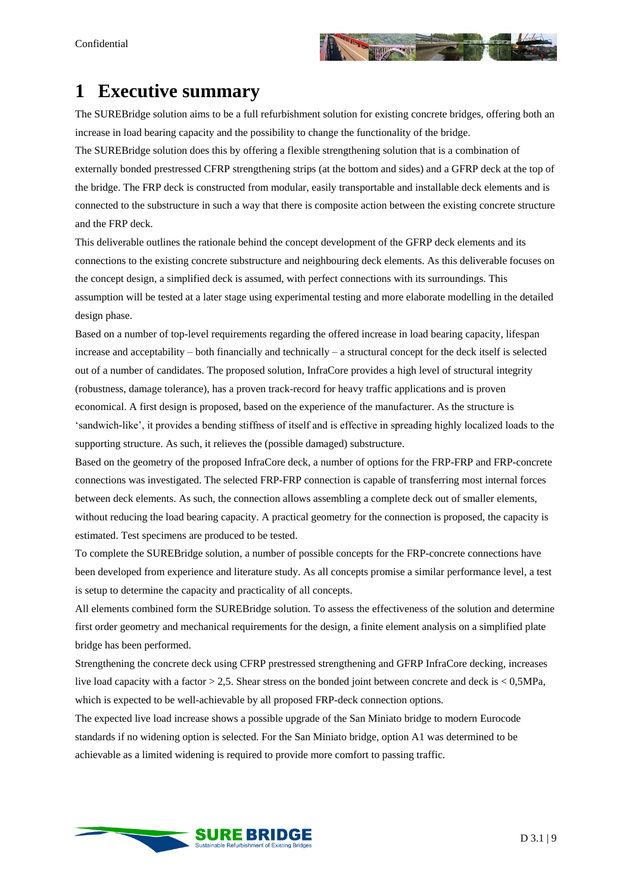# 1 Executive summary

The SUREBridge solution aims to be a full refurbishment solution for existing concrete bridges, offering both an increase in load bearing capacity and the possibility to change the functionality of the bridge.

The SUREBridge solution does this by offering a flexible strengthening solution that is a combination of externally bonded prestressed CFRP strengthening strips (at the bottom and sides) and a GFRP deck at the top of the bridge. The FRP deck is constructed from modular, easily transportable and installable deck elements and is connected to the substructure in such a way that there is composite action between the existing concrete structure and the FRP deck.

This deliverable outlines the rationale behind the concept development of the GFRP deck elements and its connections to the existing concrete substructure and neighbouring deck elements. As this deliverable focuses on the concept design, a simplified deck is assumed, with perfect connections with its surroundings. This assumption will be tested at a later stage using experimental testing and more elaborate modelling in the detailed design phase.

Based on a number of top-level requirements regarding the offered increase in load bearing capacity, lifespan increase and acceptability – both financially and technically – a structural concept for the deck itself is selected out of a number of candidates. The proposed solution, InfraCore provides a high level of structural integrity (robustness, damage tolerance), has a proven track-record for heavy traffic applications and is proven economical. A first design is proposed, based on the experience of the manufacturer. As the structure is 'sandwich-like', it provides a bending stiffness of itself and is effective in spreading highly localized loads to the supporting structure. As such, it relieves the (possible damaged) substructure.

Based on the geometry of the proposed InfraCore deck, a number of options for the FRP-FRP and FRP-concrete connections was investigated. The selected FRP-FRP connection is capable of transferring most internal forces between deck elements. As such, the connection allows assembling a complete deck out of smaller elements, without reducing the load bearing capacity. A practical geometry for the connection is proposed, the capacity is estimated. Test specimens are produced to be tested.

To complete the SUREBridge solution, a number of possible concepts for the FRP-concrete connections have been developed from experience and literature study. As all concepts promise a similar performance level, a test is setup to determine the capacity and practicality of all concepts.

All elements combined form the SUREBridge solution. To assess the effectiveness of the solution and determine first order geometry and mechanical requirements for the design, a finite element analysis on a simplified plate bridge has been performed.

Strengthening the concrete deck using CFRP prestressed strengthening and GFRP InfraCore decking, increases live load capacity with a factor > 2,5. Shear stress on the bonded joint between concrete and deck is < 0,5MPa, which is expected to be well-achievable by all proposed FRP-deck connection options.

The expected live load increase shows a possible upgrade of the San Miniato bridge to modern Eurocode standards if no widening option is selected. For the San Miniato bridge, option A1 was determined to be achievable as a limited widening is required to provide more comfort to passing traffic.